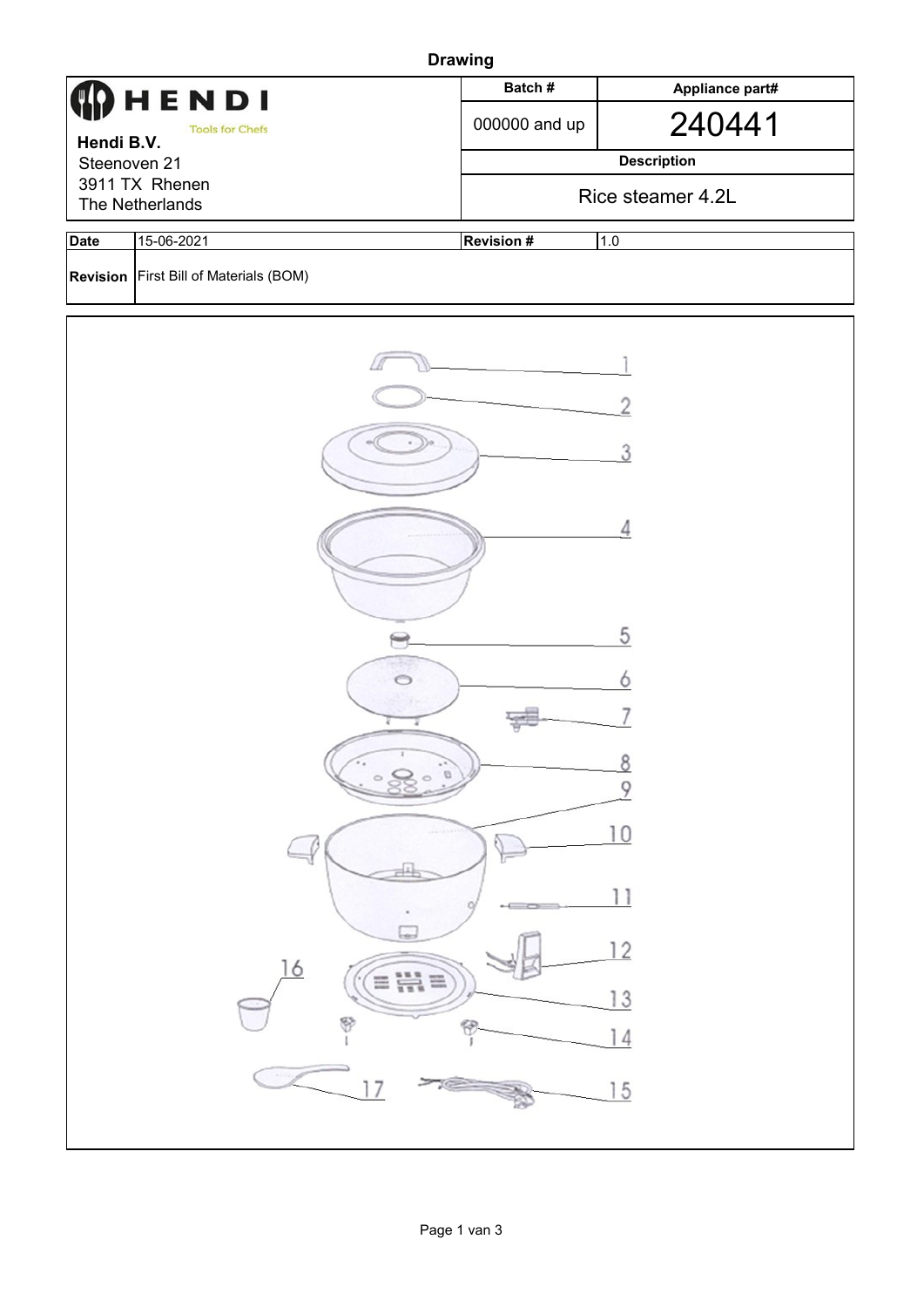# Drawing

| HENDI Tools for Chefs<br>**Hendi B.V.**<br>Steenoven 21<br>3911 TX Rhenen<br>The Netherlands | **Batch #** | **Appliance part#** |
|---|---|---|
| | 000000 and up | 240441 |
| | **Description** | |
| | Rice steamer 4.2L | |

| **Date** | 15-06-2021 | **Revision #** | 1.0 |
|---|---|---|---|
| **Revision** | First Bill of Materials (BOM) | | |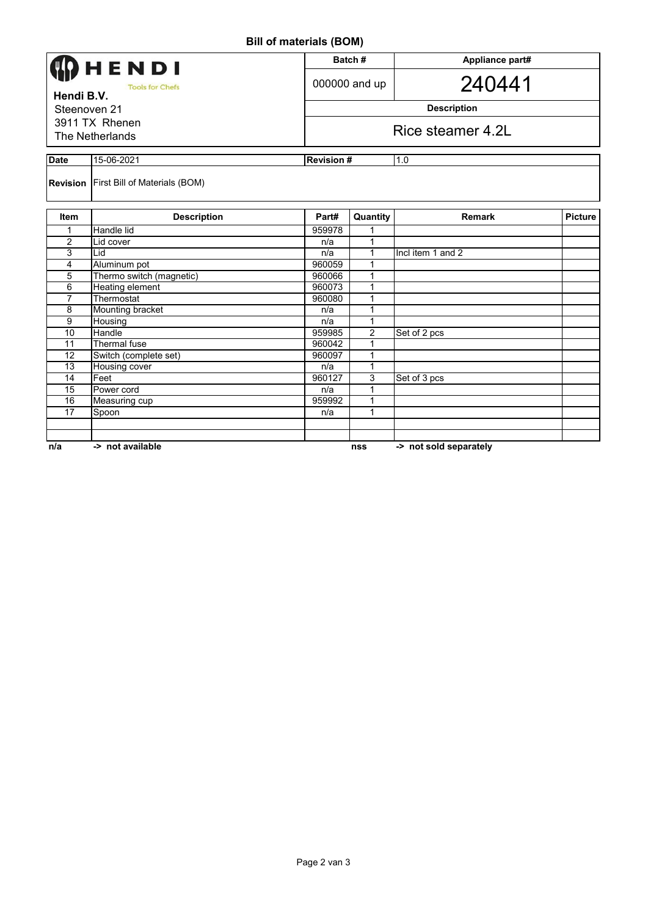# Bill of materials (BOM)

| HENDI Tools for Chefs | Batch # | Appliance part# |
|---|---|---|
| **Hendi B.V.** | 000000 and up | 240441 |
| Steenoven 21 | **Description** | |
| 3911 TX Rhenen<br>The Netherlands | Rice steamer 4.2L | |

| **Date** | 15-06-2021 | **Revision #** | 1.0 |
|---|---|---|---|
| **Revision** | First Bill of Materials (BOM) | | |

| Item | Description | Part# | Quantity | Remark | Picture |
|---|---|---|---|---|---|
| 1 | Handle lid | 959978 | 1 | | |
| 2 | Lid cover | n/a | 1 | | |
| 3 | Lid | n/a | 1 | Incl item 1 and 2 | |
| 4 | Aluminum pot | 960059 | 1 | | |
| 5 | Thermo switch (magnetic) | 960066 | 1 | | |
| 6 | Heating element | 960073 | 1 | | |
| 7 | Thermostat | 960080 | 1 | | |
| 8 | Mounting bracket | n/a | 1 | | |
| 9 | Housing | n/a | 1 | | |
| 10 | Handle | 959985 | 2 | Set of 2 pcs | |
| 11 | Thermal fuse | 960042 | 1 | | |
| 12 | Switch (complete set) | 960097 | 1 | | |
| 13 | Housing cover | n/a | 1 | | |
| 14 | Feet | 960127 | 3 | Set of 3 pcs | |
| 15 | Power cord | n/a | 1 | | |
| 16 | Measuring cup | 959992 | 1 | | |
| 17 | Spoon | n/a | 1 | | |
| | | | | | |
| | | | | | |

**n/a** **-> not available** **nss** **-> not sold separately**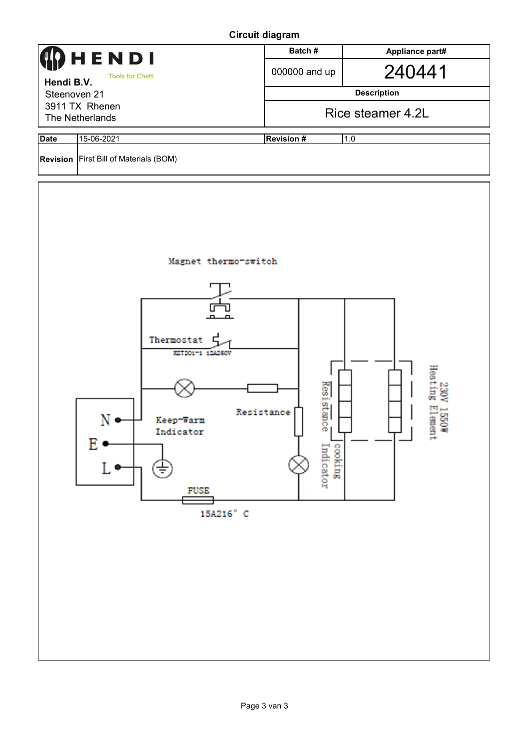# Circuit diagram

| | Batch # | Appliance part# |
|---|---|---|
| **HENDI** Tools for Chefs<br>**Hendi B.V.**<br>Steenoven 21<br>3911 TX Rhenen<br>The Netherlands | 000000 and up | 240441 |
| | **Description** | |
| | Rice steamer 4.2L | |

| | | | |
|---|---|---|---|
| **Date** | 15-06-2021 | **Revision #** | 1.0 |
| **Revision** | First Bill of Materials (BOM) | | |

Magnet thermo-switch

Thermostat

KST201-1 12A250V

Resistance

Keep-Warm Indicator

N

E

L

Resistance

cooking Indicator

230V 1550W Heating Element

FUSE

15A216° C